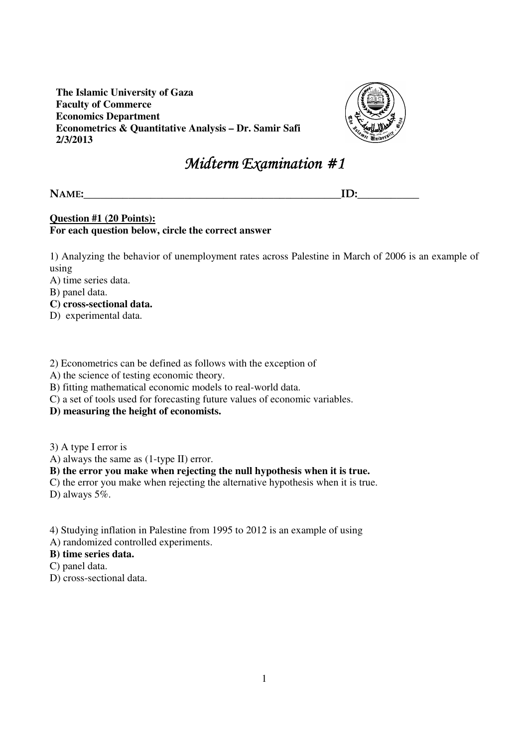**The Islamic University of Gaza**
**Faculty of Commerce**
**Economics Department**
**Econometrics & Quantitative Analysis – Dr. Samir Safi**
**2/3/2013**

# *Midterm Examination #1*

**NAME:**_______________________________________________**ID:**___________

**Question #1 (20 Points):**
**For each question below, circle the correct answer**

1) Analyzing the behavior of unemployment rates across Palestine in March of 2006 is an example of using
A) time series data.
B) panel data.
**C) cross-sectional data.**
D) experimental data.

2) Econometrics can be defined as follows with the exception of
A) the science of testing economic theory.
B) fitting mathematical economic models to real-world data.
C) a set of tools used for forecasting future values of economic variables.
**D) measuring the height of economists.**

3) A type I error is
A) always the same as (1-type II) error.
**B) the error you make when rejecting the null hypothesis when it is true.**
C) the error you make when rejecting the alternative hypothesis when it is true.
D) always 5%.

4) Studying inflation in Palestine from 1995 to 2012 is an example of using
A) randomized controlled experiments.
**B) time series data.**
C) panel data.
D) cross-sectional data.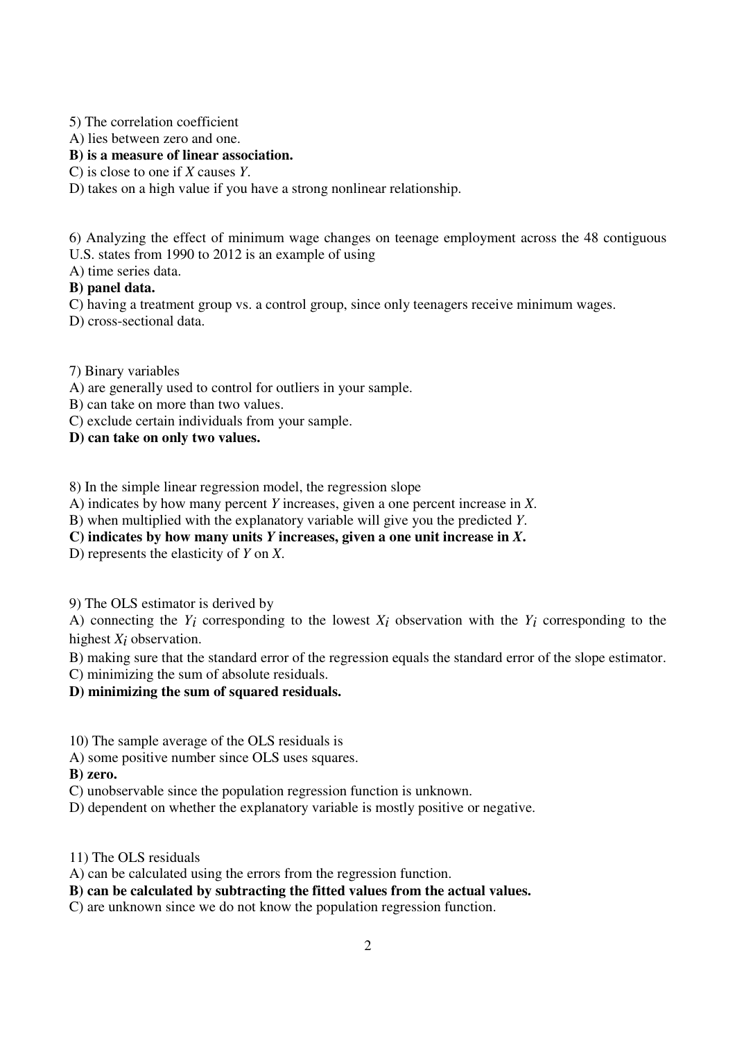5) The correlation coefficient

A) lies between zero and one.

**B) is a measure of linear association.**

C) is close to one if *X* causes *Y*.

D) takes on a high value if you have a strong nonlinear relationship.

6) Analyzing the effect of minimum wage changes on teenage employment across the 48 contiguous U.S. states from 1990 to 2012 is an example of using

A) time series data.

**B) panel data.**

C) having a treatment group vs. a control group, since only teenagers receive minimum wages.

D) cross-sectional data.

7) Binary variables

A) are generally used to control for outliers in your sample.

B) can take on more than two values.

C) exclude certain individuals from your sample.

**D) can take on only two values.**

8) In the simple linear regression model, the regression slope

A) indicates by how many percent *Y* increases, given a one percent increase in *X*.

B) when multiplied with the explanatory variable will give you the predicted *Y*.

**C) indicates by how many units *Y* increases, given a one unit increase in *X*.**

D) represents the elasticity of *Y* on *X*.

9) The OLS estimator is derived by

A) connecting the $Y_i$ corresponding to the lowest $X_i$ observation with the $Y_i$ corresponding to the highest $X_i$ observation.

B) making sure that the standard error of the regression equals the standard error of the slope estimator.

C) minimizing the sum of absolute residuals.

**D) minimizing the sum of squared residuals.**

10) The sample average of the OLS residuals is

A) some positive number since OLS uses squares.

**B) zero.**

C) unobservable since the population regression function is unknown.

D) dependent on whether the explanatory variable is mostly positive or negative.

11) The OLS residuals

A) can be calculated using the errors from the regression function.

**B) can be calculated by subtracting the fitted values from the actual values.**

C) are unknown since we do not know the population regression function.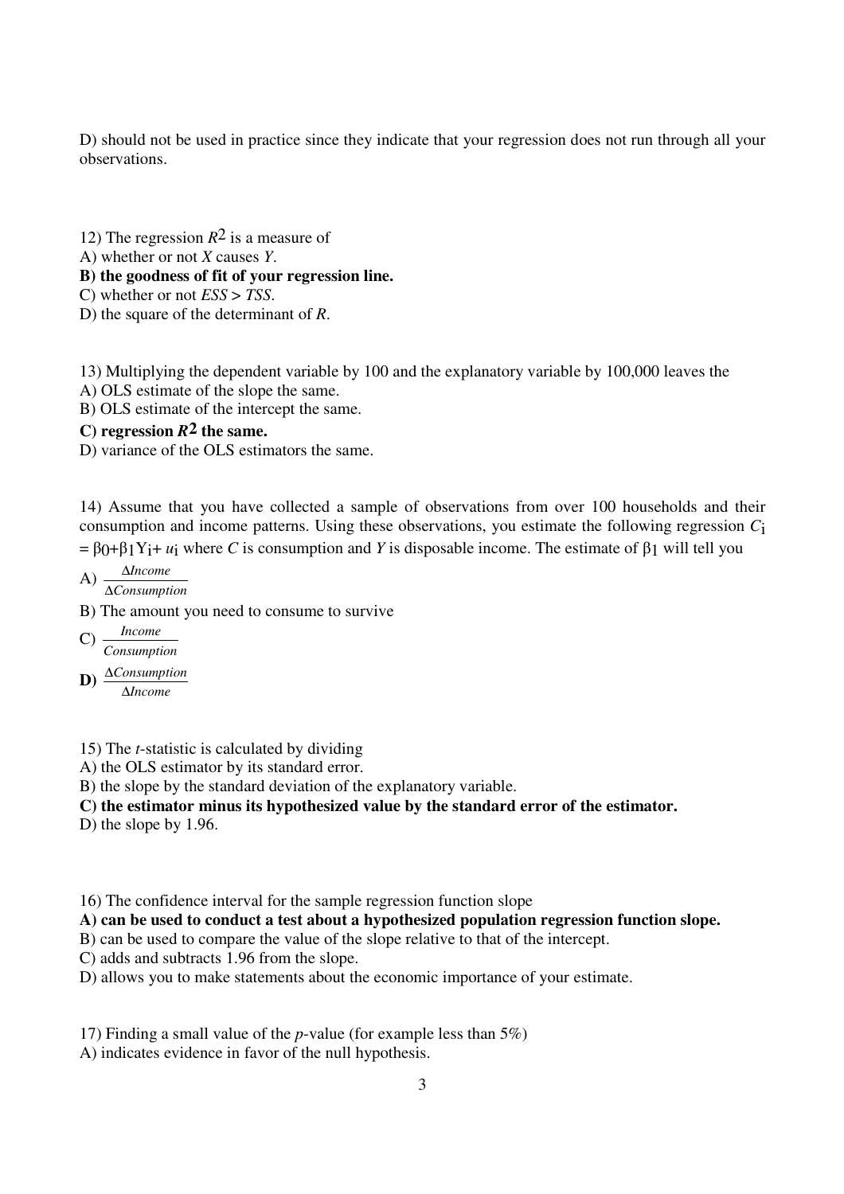D) should not be used in practice since they indicate that your regression does not run through all your observations.

12) The regression $R^2$ is a measure of

A) whether or not $X$ causes $Y$.

**B) the goodness of fit of your regression line.**

C) whether or not $ESS > TSS$.

D) the square of the determinant of $R$.

13) Multiplying the dependent variable by 100 and the explanatory variable by 100,000 leaves the

A) OLS estimate of the slope the same.

B) OLS estimate of the intercept the same.

**C) regression $R^2$ the same.**

D) variance of the OLS estimators the same.

14) Assume that you have collected a sample of observations from over 100 households and their consumption and income patterns. Using these observations, you estimate the following regression $C_i = \beta_0 + \beta_1 Y_i + u_i$ where $C$ is consumption and $Y$ is disposable income. The estimate of $\beta_1$ will tell you

A) $\frac{\Delta Income}{\Delta Consumption}$

B) The amount you need to consume to survive

C) $\frac{Income}{Consumption}$

**D)** $\frac{\Delta Consumption}{\Delta Income}$

15) The $t$-statistic is calculated by dividing

A) the OLS estimator by its standard error.

B) the slope by the standard deviation of the explanatory variable.

**C) the estimator minus its hypothesized value by the standard error of the estimator.**

D) the slope by 1.96.

16) The confidence interval for the sample regression function slope

**A) can be used to conduct a test about a hypothesized population regression function slope.**

B) can be used to compare the value of the slope relative to that of the intercept.

C) adds and subtracts 1.96 from the slope.

D) allows you to make statements about the economic importance of your estimate.

17) Finding a small value of the $p$-value (for example less than 5%)

A) indicates evidence in favor of the null hypothesis.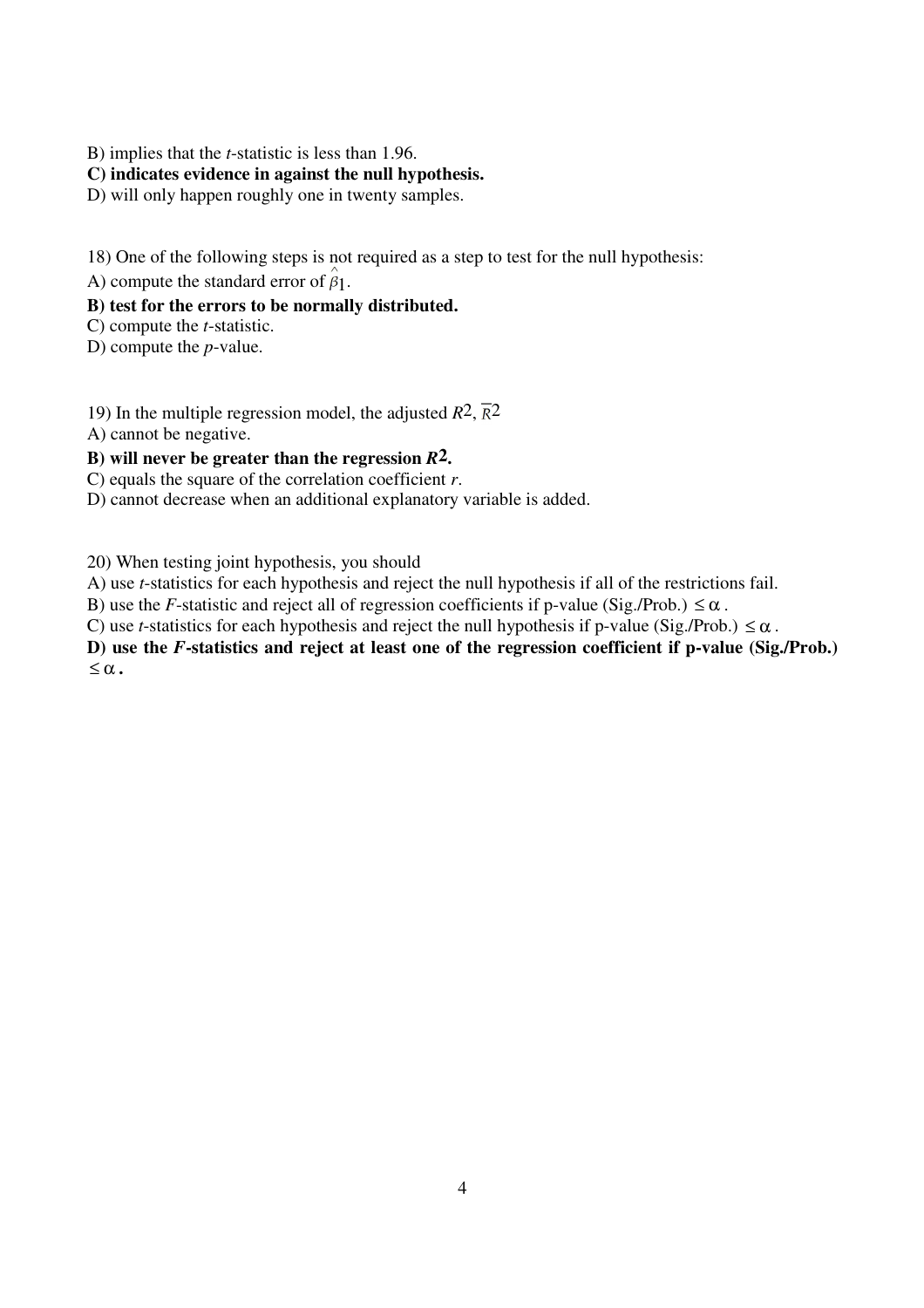B) implies that the *t*-statistic is less than 1.96.

**C) indicates evidence in against the null hypothesis.**

D) will only happen roughly one in twenty samples.

18) One of the following steps is not required as a step to test for the null hypothesis:

A) compute the standard error of $\hat{\beta}_1$.

**B) test for the errors to be normally distributed.**

C) compute the *t*-statistic.

D) compute the *p*-value.

19) In the multiple regression model, the adjusted $R^2$, $\overline{R}^2$

A) cannot be negative.

**B) will never be greater than the regression $R^2$.**

C) equals the square of the correlation coefficient *r*.

D) cannot decrease when an additional explanatory variable is added.

20) When testing joint hypothesis, you should

A) use *t*-statistics for each hypothesis and reject the null hypothesis if all of the restrictions fail.

B) use the *F*-statistic and reject all of regression coefficients if p-value (Sig./Prob.) $\leq \alpha$.

C) use *t*-statistics for each hypothesis and reject the null hypothesis if p-value (Sig./Prob.) $\leq \alpha$.

**D) use the *F*-statistics and reject at least one of the regression coefficient if p-value (Sig./Prob.) $\leq \alpha$.**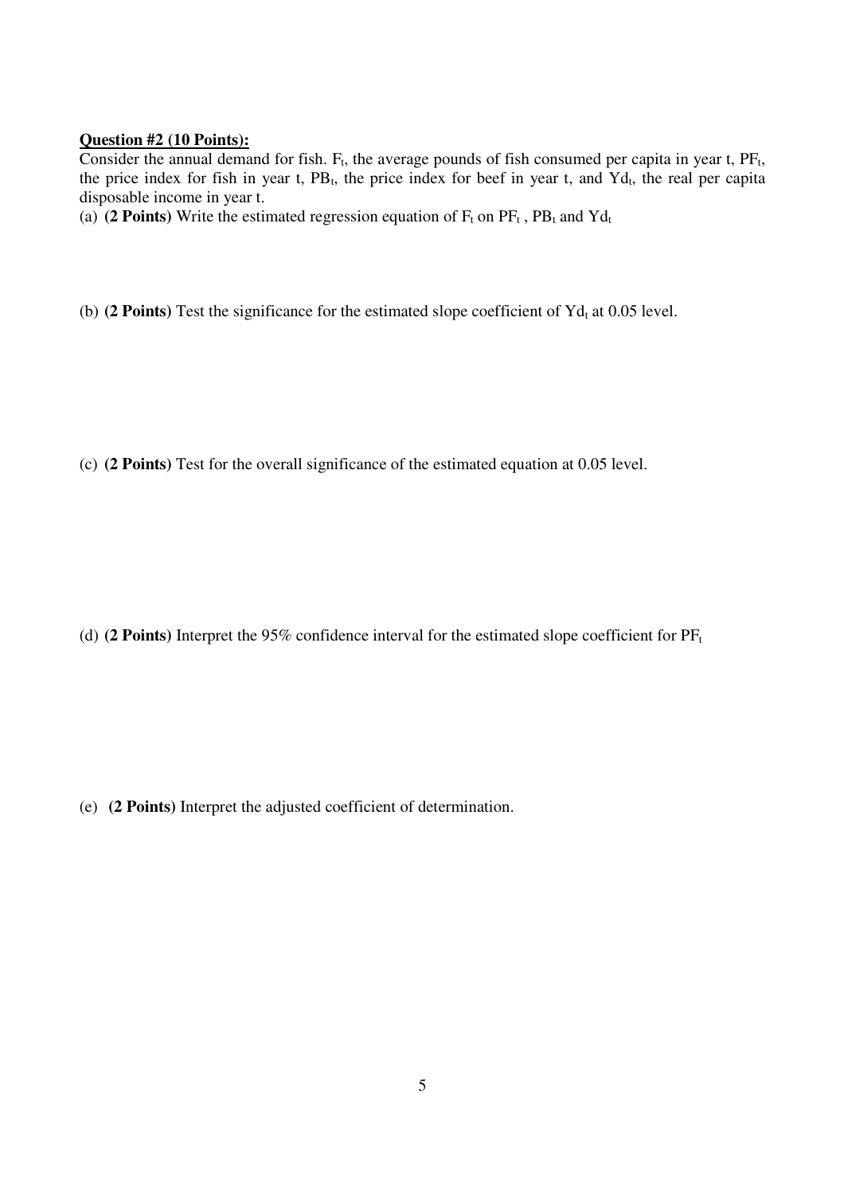**Question #2 (10 Points):**

Consider the annual demand for fish. $F_t$, the average pounds of fish consumed per capita in year t, $PF_t$, the price index for fish in year t, $PB_t$, the price index for beef in year t, and $Yd_t$, the real per capita disposable income in year t.

(a) **(2 Points)** Write the estimated regression equation of $F_t$ on $PF_t$ , $PB_t$ and $Yd_t$

(b) **(2 Points)** Test the significance for the estimated slope coefficient of $Yd_t$ at 0.05 level.

(c) **(2 Points)** Test for the overall significance of the estimated equation at 0.05 level.

(d) **(2 Points)** Interpret the 95% confidence interval for the estimated slope coefficient for $PF_t$

(e) **(2 Points)** Interpret the adjusted coefficient of determination.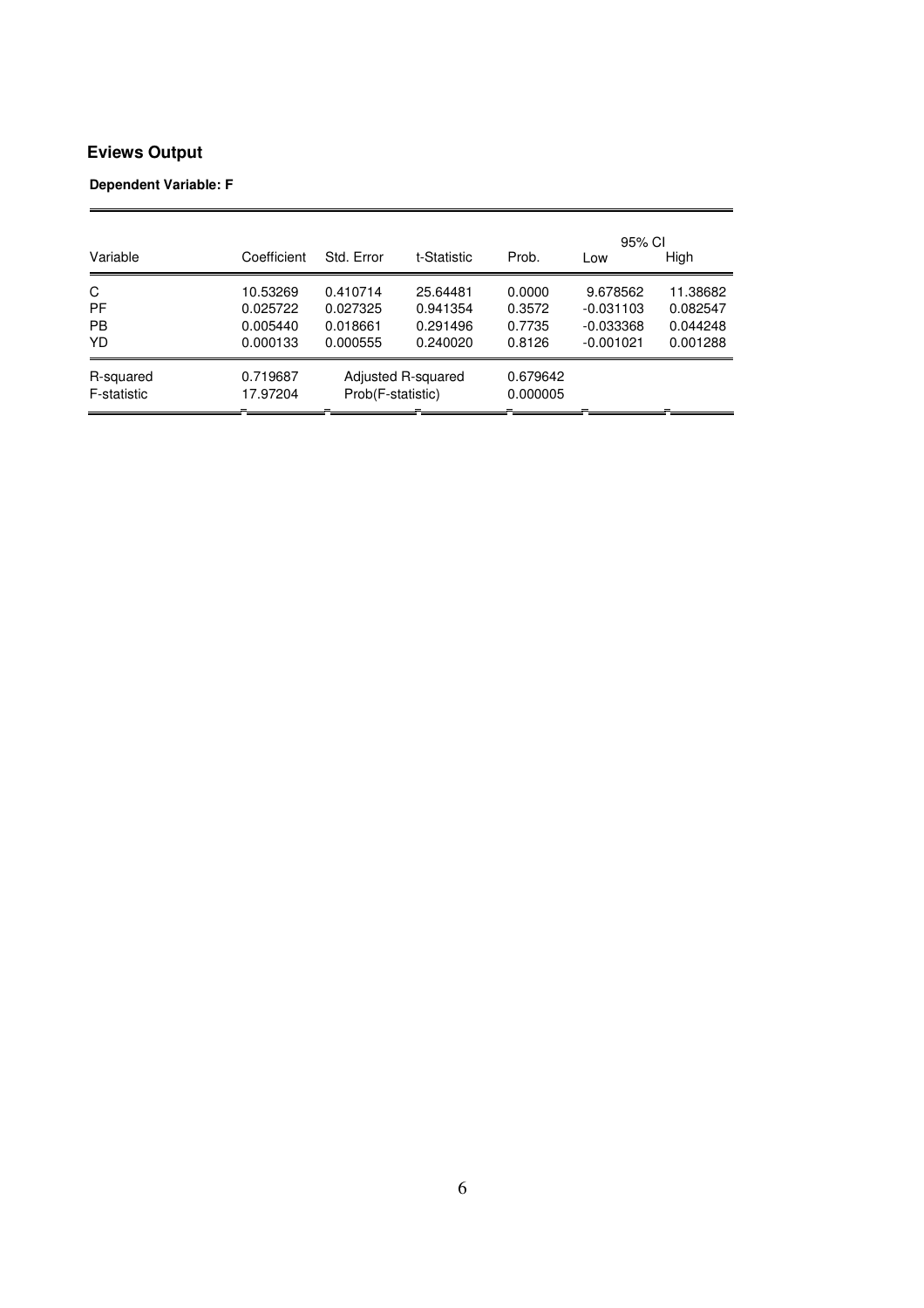## Eviews Output

**Dependent Variable: F**

| Variable | Coefficient | Std. Error | t-Statistic | Prob. | 95% CI Low | 95% CI High |
|---|---|---|---|---|---|---|
| C | 10.53269 | 0.410714 | 25.64481 | 0.0000 | 9.678562 | 11.38682 |
| PF | 0.025722 | 0.027325 | 0.941354 | 0.3572 | -0.031103 | 0.082547 |
| PB | 0.005440 | 0.018661 | 0.291496 | 0.7735 | -0.033368 | 0.044248 |
| YD | 0.000133 | 0.000555 | 0.240020 | 0.8126 | -0.001021 | 0.001288 |
| R-squared | 0.719687 | Adjusted R-squared | | 0.679642 | | |
| F-statistic | 17.97204 | Prob(F-statistic) | | 0.000005 | | |